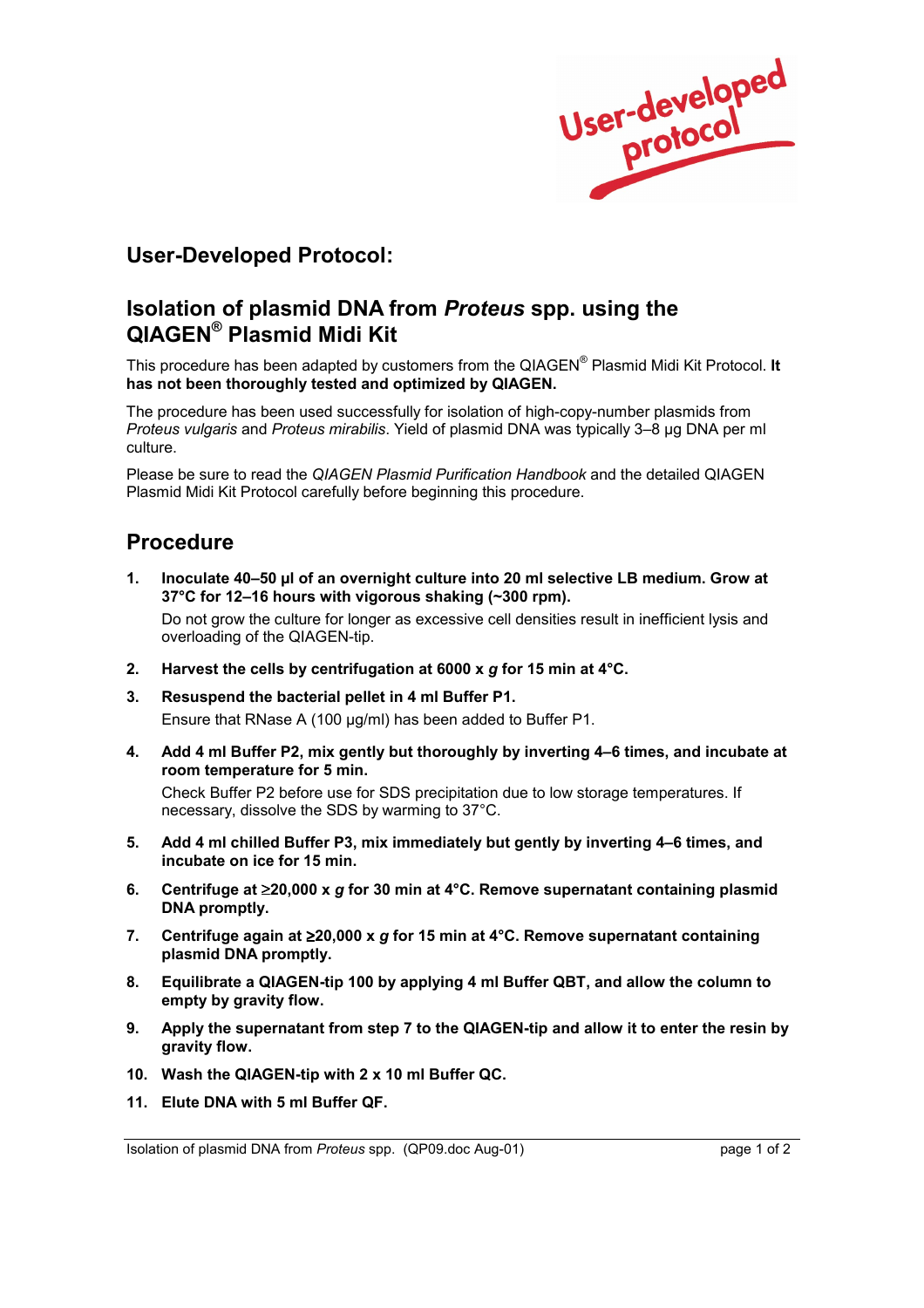User-developed protocol

## User-Developed Protocol:

## Isolation of plasmid DNA from *Proteus* spp. using the QIAGEN® Plasmid Midi Kit

This procedure has been adapted by customers from the QIAGEN® Plasmid Midi Kit Protocol. **It has not been thoroughly tested and optimized by QIAGEN.**

The procedure has been used successfully for isolation of high-copy-number plasmids from *Proteus vulgaris* and *Proteus mirabilis*. Yield of plasmid DNA was typically 3–8 µg DNA per ml culture.

Please be sure to read the *QIAGEN Plasmid Purification Handbook* and the detailed QIAGEN Plasmid Midi Kit Protocol carefully before beginning this procedure.

# Procedure

1. **Inoculate 40–50 µl of an overnight culture into 20 ml selective LB medium. Grow at 37°C for 12–16 hours with vigorous shaking (~300 rpm).**

   Do not grow the culture for longer as excessive cell densities result in inefficient lysis and overloading of the QIAGEN-tip.

2. **Harvest the cells by centrifugation at 6000 x *g* for 15 min at 4°C.**

3. **Resuspend the bacterial pellet in 4 ml Buffer P1.**

   Ensure that RNase A (100 µg/ml) has been added to Buffer P1.

4. **Add 4 ml Buffer P2, mix gently but thoroughly by inverting 4–6 times, and incubate at room temperature for 5 min.**

   Check Buffer P2 before use for SDS precipitation due to low storage temperatures. If necessary, dissolve the SDS by warming to 37°C.

5. **Add 4 ml chilled Buffer P3, mix immediately but gently by inverting 4–6 times, and incubate on ice for 15 min.**

6. **Centrifuge at ≥20,000 x *g* for 30 min at 4°C. Remove supernatant containing plasmid DNA promptly.**

7. **Centrifuge again at ≥20,000 x *g* for 15 min at 4°C. Remove supernatant containing plasmid DNA promptly.**

8. **Equilibrate a QIAGEN-tip 100 by applying 4 ml Buffer QBT, and allow the column to empty by gravity flow.**

9. **Apply the supernatant from step 7 to the QIAGEN-tip and allow it to enter the resin by gravity flow.**

10. **Wash the QIAGEN-tip with 2 x 10 ml Buffer QC.**

11. **Elute DNA with 5 ml Buffer QF.**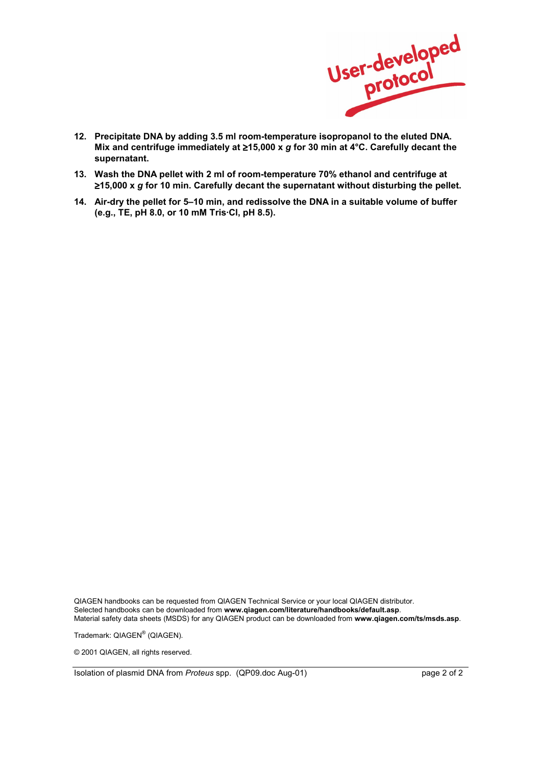**12. Precipitate DNA by adding 3.5 ml room-temperature isopropanol to the eluted DNA. Mix and centrifuge immediately at ≥15,000 x *g* for 30 min at 4°C. Carefully decant the supernatant.**

**13. Wash the DNA pellet with 2 ml of room-temperature 70% ethanol and centrifuge at ≥15,000 x *g* for 10 min. Carefully decant the supernatant without disturbing the pellet.**

**14. Air-dry the pellet for 5–10 min, and redissolve the DNA in a suitable volume of buffer (e.g., TE, pH 8.0, or 10 mM Tris·Cl, pH 8.5).**

QIAGEN handbooks can be requested from QIAGEN Technical Service or your local QIAGEN distributor.
Selected handbooks can be downloaded from **www.qiagen.com/literature/handbooks/default.asp**.
Material safety data sheets (MSDS) for any QIAGEN product can be downloaded from **www.qiagen.com/ts/msds.asp**.

Trademark: QIAGEN® (QIAGEN).

© 2001 QIAGEN, all rights reserved.